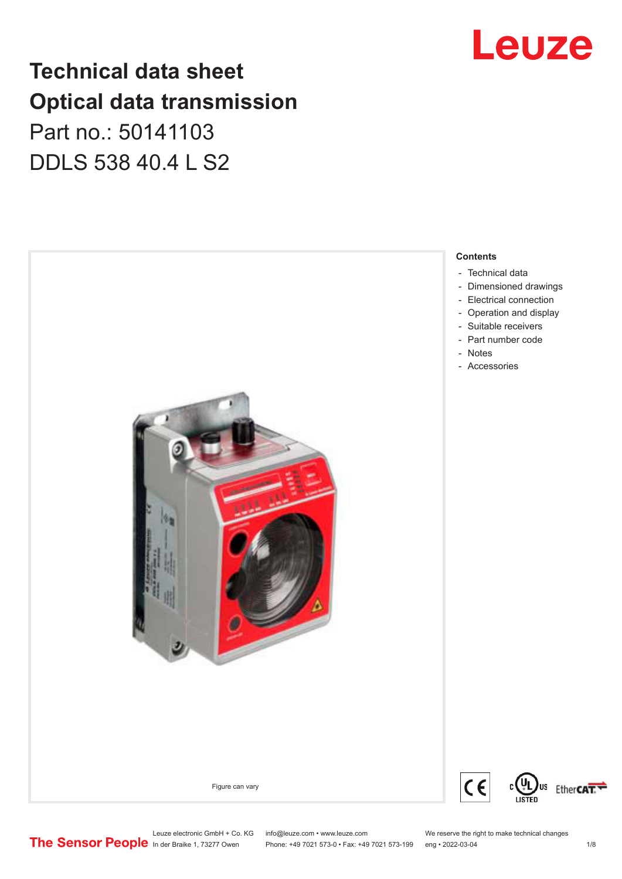# Technical data sheet Optical data transmission

Part no.: 50141103

DDLS 538 40.4 L S2

Figure can vary

## Contents

- Technical data
- Dimensioned drawings
- Electrical connection
- Operation and display
- Suitable receivers
- Part number code
- Notes
- Accessories

Leuze electronic GmbH + Co. KG
In der Braike 1, 73277 Owen

info@leuze.com • www.leuze.com
Phone: +49 7021 573-0 • Fax: +49 7021 573-199

We reserve the right to make technical changes
eng • 2022-03-04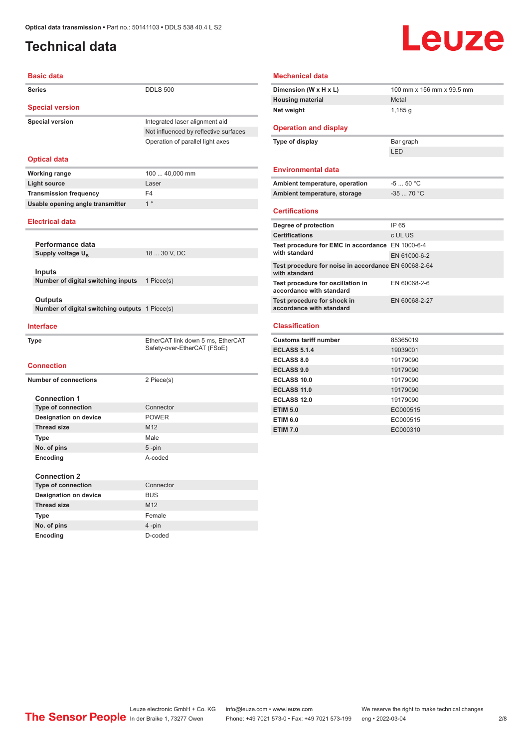# Technical data

## Basic data

| | |
|---|---|
| Series | DDLS 500 |

## Special version

| | |
|---|---|
| Special version | Integrated laser alignment aid |
| | Not influenced by reflective surfaces |
| | Operation of parallel light axes |

## Optical data

| | |
|---|---|
| Working range | 100 ... 40,000 mm |
| Light source | Laser |
| Transmission frequency | F4 |
| Usable opening angle transmitter | 1 ° |

## Electrical data

### Performance data

| | |
|---|---|
| Supply voltage $U_B$ | 18 ... 30 V, DC |

### Inputs

| | |
|---|---|
| Number of digital switching inputs | 1 Piece(s) |

### Outputs

| | |
|---|---|
| Number of digital switching outputs | 1 Piece(s) |

## Interface

| | |
|---|---|
| Type | EtherCAT link down 5 ms, EtherCAT Safety-over-EtherCAT (FSoE) |

## Connection

| | |
|---|---|
| Number of connections | 2 Piece(s) |

### Connection 1

| | |
|---|---|
| Type of connection | Connector |
| Designation on device | POWER |
| Thread size | M12 |
| Type | Male |
| No. of pins | 5 -pin |
| Encoding | A-coded |

### Connection 2

| | |
|---|---|
| Type of connection | Connector |
| Designation on device | BUS |
| Thread size | M12 |
| Type | Female |
| No. of pins | 4 -pin |
| Encoding | D-coded |

## Mechanical data

| | |
|---|---|
| Dimension (W x H x L) | 100 mm x 156 mm x 99.5 mm |
| Housing material | Metal |
| Net weight | 1,185 g |

## Operation and display

| | |
|---|---|
| Type of display | Bar graph |
| | LED |

## Environmental data

| | |
|---|---|
| Ambient temperature, operation | -5 ... 50 °C |
| Ambient temperature, storage | -35 ... 70 °C |

## Certifications

| | |
|---|---|
| Degree of protection | IP 65 |
| Certifications | c UL US |
| Test procedure for EMC in accordance with standard | EN 1000-6-4 |
| | EN 61000-6-2 |
| Test procedure for noise in accordance with standard | EN 60068-2-64 |
| Test procedure for oscillation in accordance with standard | EN 60068-2-6 |
| Test procedure for shock in accordance with standard | EN 60068-2-27 |

## Classification

| | |
|---|---|
| Customs tariff number | 85365019 |
| ECLASS 5.1.4 | 19039001 |
| ECLASS 8.0 | 19179090 |
| ECLASS 9.0 | 19179090 |
| ECLASS 10.0 | 19179090 |
| ECLASS 11.0 | 19179090 |
| ECLASS 12.0 | 19179090 |
| ETIM 5.0 | EC000515 |
| ETIM 6.0 | EC000515 |
| ETIM 7.0 | EC000310 |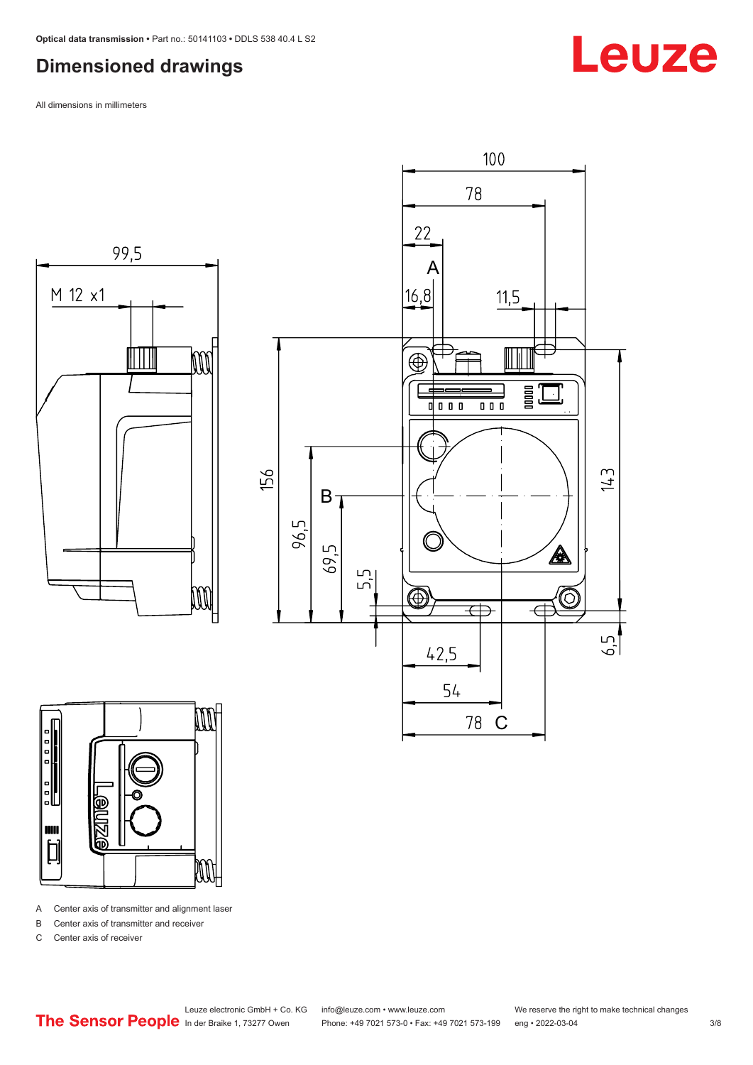## Dimensioned drawings

All dimensions in millimeters

A Center axis of transmitter and alignment laser

B Center axis of transmitter and receiver

C Center axis of receiver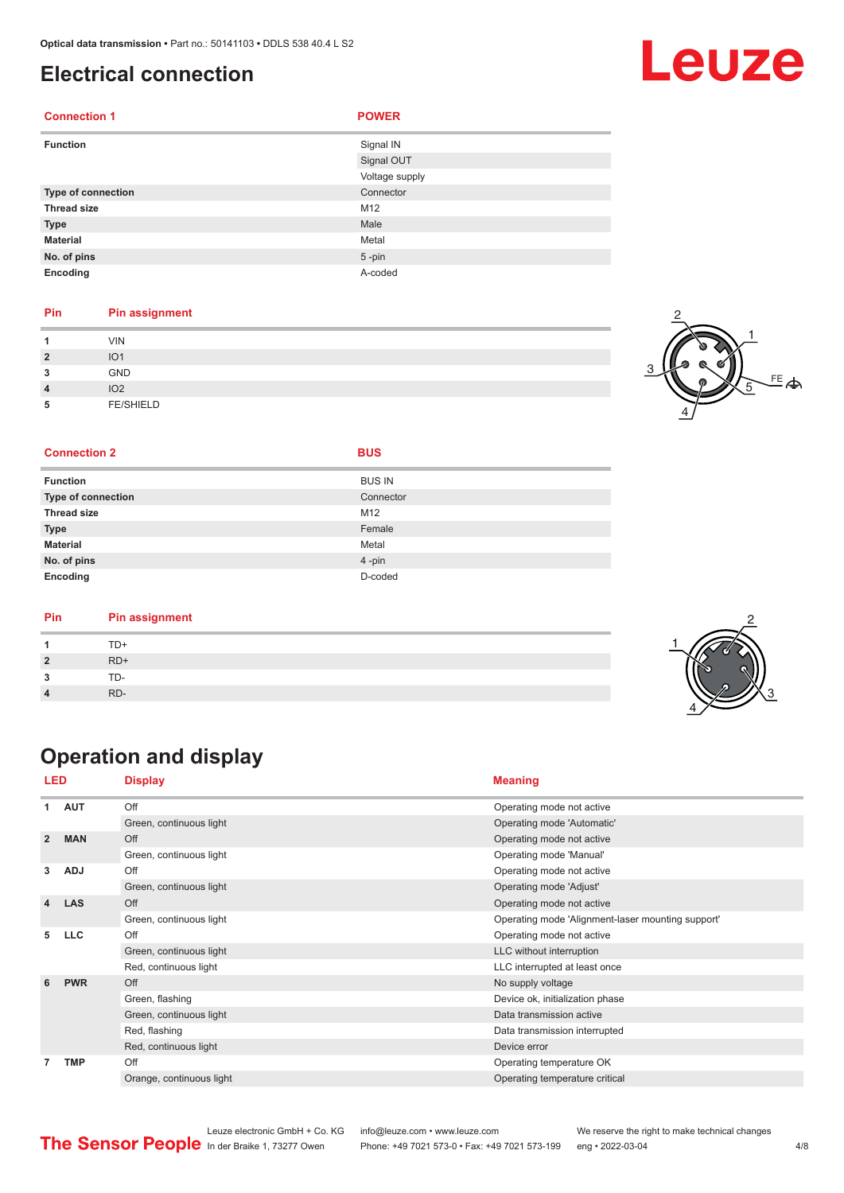## Electrical connection

| Connection 1 | POWER |
|---|---|
| Function | Signal IN |
| | Signal OUT |
| | Voltage supply |
| Type of connection | Connector |
| Thread size | M12 |
| Type | Male |
| Material | Metal |
| No. of pins | 5 -pin |
| Encoding | A-coded |

| Pin | Pin assignment |
|---|---|
| 1 | VIN |
| 2 | IO1 |
| 3 | GND |
| 4 | IO2 |
| 5 | FE/SHIELD |

| Connection 2 | BUS |
|---|---|
| Function | BUS IN |
| Type of connection | Connector |
| Thread size | M12 |
| Type | Female |
| Material | Metal |
| No. of pins | 4 -pin |
| Encoding | D-coded |

| Pin | Pin assignment |
|---|---|
| 1 | TD+ |
| 2 | RD+ |
| 3 | TD- |
| 4 | RD- |

## Operation and display

| LED | | Display | Meaning |
|---|---|---|---|
| 1 | AUT | Off | Operating mode not active |
| | | Green, continuous light | Operating mode 'Automatic' |
| 2 | MAN | Off | Operating mode not active |
| | | Green, continuous light | Operating mode 'Manual' |
| 3 | ADJ | Off | Operating mode not active |
| | | Green, continuous light | Operating mode 'Adjust' |
| 4 | LAS | Off | Operating mode not active |
| | | Green, continuous light | Operating mode 'Alignment-laser mounting support' |
| 5 | LLC | Off | Operating mode not active |
| | | Green, continuous light | LLC without interruption |
| | | Red, continuous light | LLC interrupted at least once |
| 6 | PWR | Off | No supply voltage |
| | | Green, flashing | Device ok, initialization phase |
| | | Green, continuous light | Data transmission active |
| | | Red, flashing | Data transmission interrupted |
| | | Red, continuous light | Device error |
| 7 | TMP | Off | Operating temperature OK |
| | | Orange, continuous light | Operating temperature critical |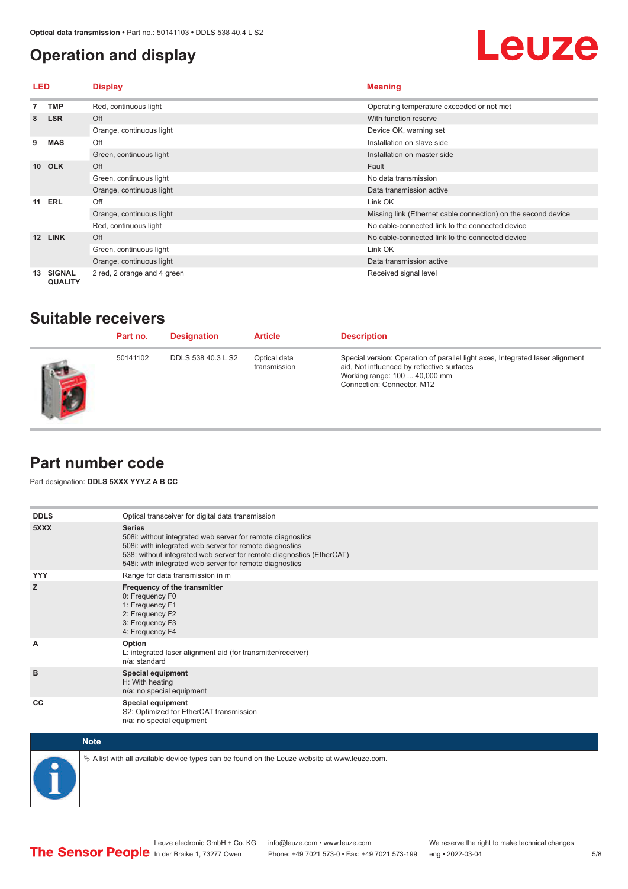# Operation and display

| LED | | Display | Meaning |
|---|---|---|---|
| 7 | TMP | Red, continuous light | Operating temperature exceeded or not met |
| 8 | LSR | Off | With function reserve |
| | | Orange, continuous light | Device OK, warning set |
| 9 | MAS | Off | Installation on slave side |
| | | Green, continuous light | Installation on master side |
| 10 | OLK | Off | Fault |
| | | Green, continuous light | No data transmission |
| | | Orange, continuous light | Data transmission active |
| 11 | ERL | Off | Link OK |
| | | Orange, continuous light | Missing link (Ethernet cable connection) on the second device |
| | | Red, continuous light | No cable-connected link to the connected device |
| 12 | LINK | Off | No cable-connected link to the connected device |
| | | Green, continuous light | Link OK |
| | | Orange, continuous light | Data transmission active |
| 13 | SIGNAL QUALITY | 2 red, 2 orange and 4 green | Received signal level |

# Suitable receivers

| Part no. | Designation | Article | Description |
|---|---|---|---|
| 50141102 | DDLS 538 40.3 L S2 | Optical data transmission | Special version: Operation of parallel light axes, Integrated laser alignment aid, Not influenced by reflective surfaces<br>Working range: 100 ... 40,000 mm<br>Connection: Connector, M12 |

# Part number code

Part designation: **DDLS 5XXX YYY.Z A B CC**

| | |
|---|---|
| **DDLS** | Optical transceiver for digital data transmission |
| **5XXX** | **Series**<br>508i: without integrated web server for remote diagnostics<br>508i: with integrated web server for remote diagnostics<br>538: without integrated web server for remote diagnostics (EtherCAT)<br>548i: with integrated web server for remote diagnostics |
| **YYY** | Range for data transmission in m |
| **Z** | **Frequency of the transmitter**<br>0: Frequency F0<br>1: Frequency F1<br>2: Frequency F2<br>3: Frequency F3<br>4: Frequency F4 |
| **A** | **Option**<br>L: integrated laser alignment aid (for transmitter/receiver)<br>n/a: standard |
| **B** | **Special equipment**<br>H: With heating<br>n/a: no special equipment |
| **CC** | **Special equipment**<br>S2: Optimized for EtherCAT transmission<br>n/a: no special equipment |

**Note**

↳ A list with all available device types can be found on the Leuze website at www.leuze.com.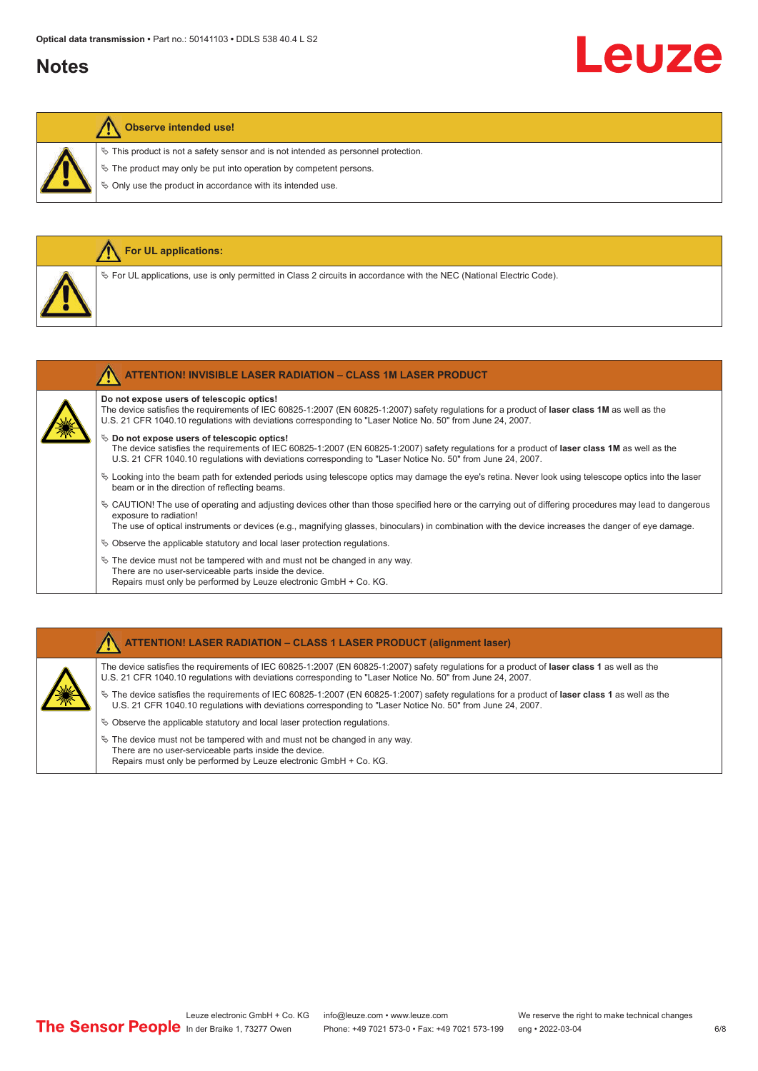## Notes

**Observe intended use!**

- ✎ This product is not a safety sensor and is not intended as personnel protection.
- ✎ The product may only be put into operation by competent persons.
- ✎ Only use the product in accordance with its intended use.

**For UL applications:**

- ✎ For UL applications, use is only permitted in Class 2 circuits in accordance with the NEC (National Electric Code).

**ATTENTION! INVISIBLE LASER RADIATION – CLASS 1M LASER PRODUCT**

**Do not expose users of telescopic optics!**
The device satisfies the requirements of IEC 60825-1:2007 (EN 60825-1:2007) safety regulations for a product of **laser class 1M** as well as the U.S. 21 CFR 1040.10 regulations with deviations corresponding to "Laser Notice No. 50" from June 24, 2007.

- ✎ **Do not expose users of telescopic optics!**
  The device satisfies the requirements of IEC 60825-1:2007 (EN 60825-1:2007) safety regulations for a product of **laser class 1M** as well as the U.S. 21 CFR 1040.10 regulations with deviations corresponding to "Laser Notice No. 50" from June 24, 2007.
- ✎ Looking into the beam path for extended periods using telescope optics may damage the eye's retina. Never look using telescope optics into the laser beam or in the direction of reflecting beams.
- ✎ CAUTION! The use of operating and adjusting devices other than those specified here or the carrying out of differing procedures may lead to dangerous exposure to radiation!
  The use of optical instruments or devices (e.g., magnifying glasses, binoculars) in combination with the device increases the danger of eye damage.
- ✎ Observe the applicable statutory and local laser protection regulations.
- ✎ The device must not be tampered with and must not be changed in any way.
  There are no user-serviceable parts inside the device.
  Repairs must only be performed by Leuze electronic GmbH + Co. KG.

**ATTENTION! LASER RADIATION – CLASS 1 LASER PRODUCT (alignment laser)**

The device satisfies the requirements of IEC 60825-1:2007 (EN 60825-1:2007) safety regulations for a product of **laser class 1** as well as the U.S. 21 CFR 1040.10 regulations with deviations corresponding to "Laser Notice No. 50" from June 24, 2007.

- ✎ The device satisfies the requirements of IEC 60825-1:2007 (EN 60825-1:2007) safety regulations for a product of **laser class 1** as well as the U.S. 21 CFR 1040.10 regulations with deviations corresponding to "Laser Notice No. 50" from June 24, 2007.
- ✎ Observe the applicable statutory and local laser protection regulations.
- ✎ The device must not be tampered with and must not be changed in any way.
  There are no user-serviceable parts inside the device.
  Repairs must only be performed by Leuze electronic GmbH + Co. KG.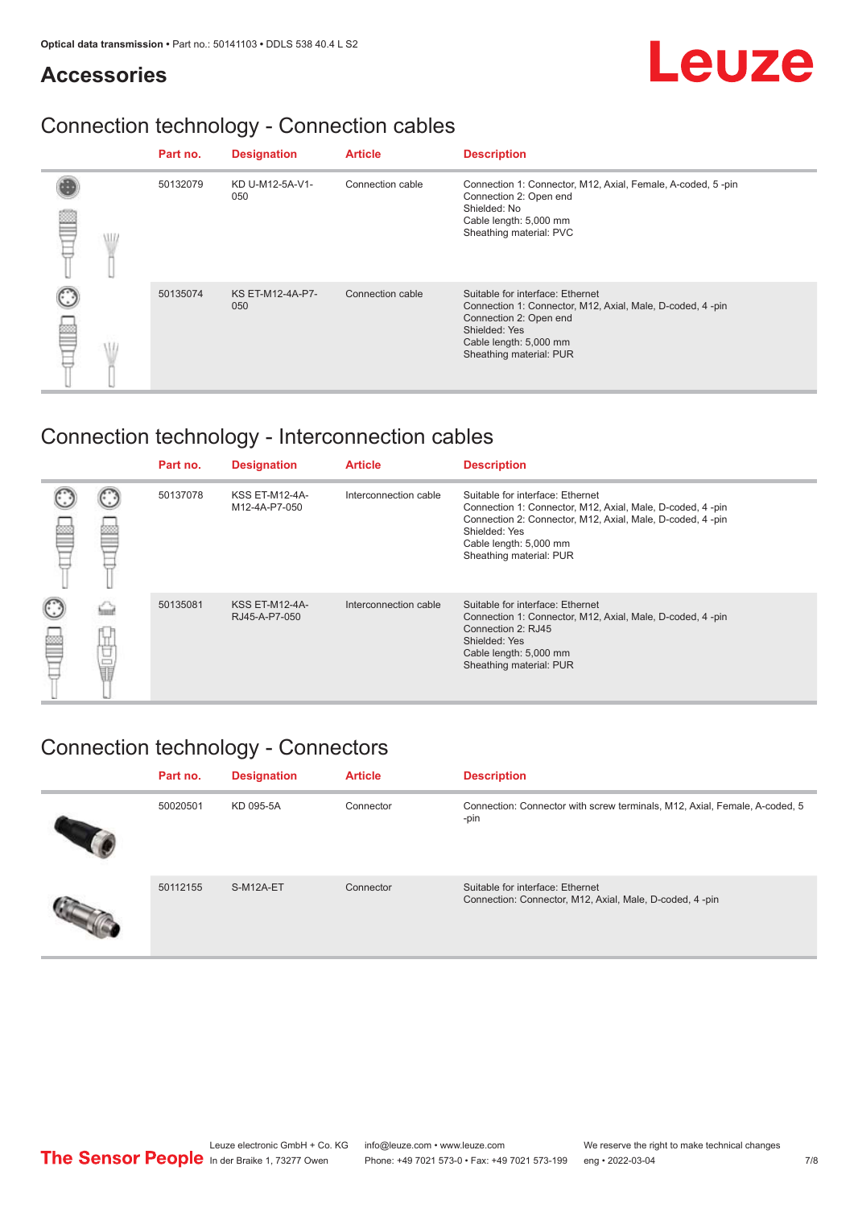## Accessories

## Connection technology - Connection cables

| | Part no. | Designation | Article | Description |
|---|---|---|---|---|
| | 50132079 | KD U-M12-5A-V1-050 | Connection cable | Connection 1: Connector, M12, Axial, Female, A-coded, 5 -pin<br>Connection 2: Open end<br>Shielded: No<br>Cable length: 5,000 mm<br>Sheathing material: PVC |
| | 50135074 | KS ET-M12-4A-P7-050 | Connection cable | Suitable for interface: Ethernet<br>Connection 1: Connector, M12, Axial, Male, D-coded, 4 -pin<br>Connection 2: Open end<br>Shielded: Yes<br>Cable length: 5,000 mm<br>Sheathing material: PUR |

## Connection technology - Interconnection cables

| | Part no. | Designation | Article | Description |
|---|---|---|---|---|
| | 50137078 | KSS ET-M12-4A-M12-4A-P7-050 | Interconnection cable | Suitable for interface: Ethernet<br>Connection 1: Connector, M12, Axial, Male, D-coded, 4 -pin<br>Connection 2: Connector, M12, Axial, Male, D-coded, 4 -pin<br>Shielded: Yes<br>Cable length: 5,000 mm<br>Sheathing material: PUR |
| | 50135081 | KSS ET-M12-4A-RJ45-A-P7-050 | Interconnection cable | Suitable for interface: Ethernet<br>Connection 1: Connector, M12, Axial, Male, D-coded, 4 -pin<br>Connection 2: RJ45<br>Shielded: Yes<br>Cable length: 5,000 mm<br>Sheathing material: PUR |

## Connection technology - Connectors

| | Part no. | Designation | Article | Description |
|---|---|---|---|---|
| | 50020501 | KD 095-5A | Connector | Connection: Connector with screw terminals, M12, Axial, Female, A-coded, 5 -pin |
| | 50112155 | S-M12A-ET | Connector | Suitable for interface: Ethernet<br>Connection: Connector, M12, Axial, Male, D-coded, 4 -pin |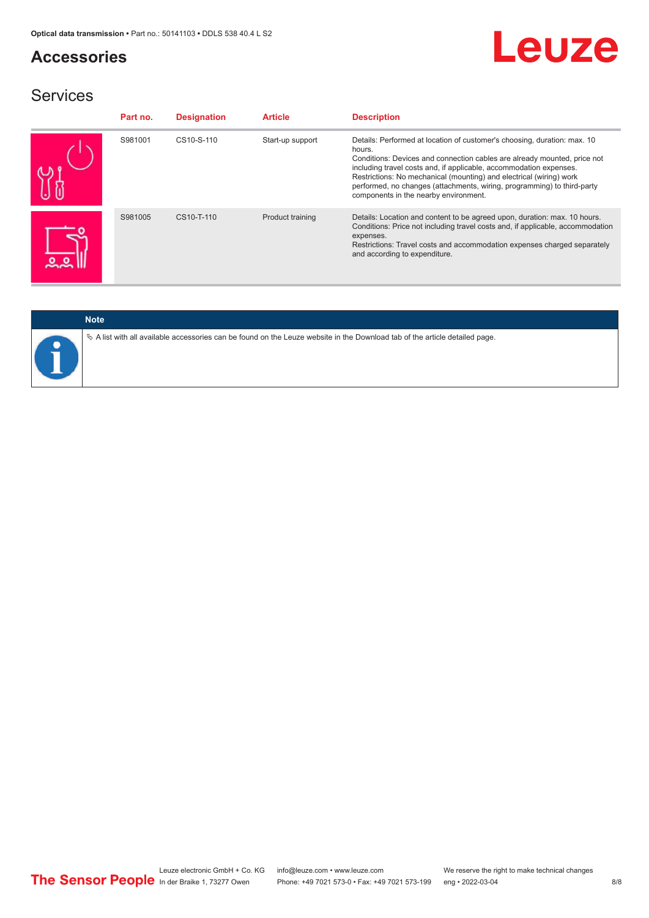## Accessories

### Services

| | Part no. | Designation | Article | Description |
|---|---|---|---|---|
| | S981001 | CS10-S-110 | Start-up support | Details: Performed at location of customer's choosing, duration: max. 10 hours.<br>Conditions: Devices and connection cables are already mounted, price not including travel costs and, if applicable, accommodation expenses.<br>Restrictions: No mechanical (mounting) and electrical (wiring) work performed, no changes (attachments, wiring, programming) to third-party components in the nearby environment. |
| | S981005 | CS10-T-110 | Product training | Details: Location and content to be agreed upon, duration: max. 10 hours.<br>Conditions: Price not including travel costs and, if applicable, accommodation expenses.<br>Restrictions: Travel costs and accommodation expenses charged separately and according to expenditure. |

**Note**

↳ A list with all available accessories can be found on the Leuze website in the Download tab of the article detailed page.